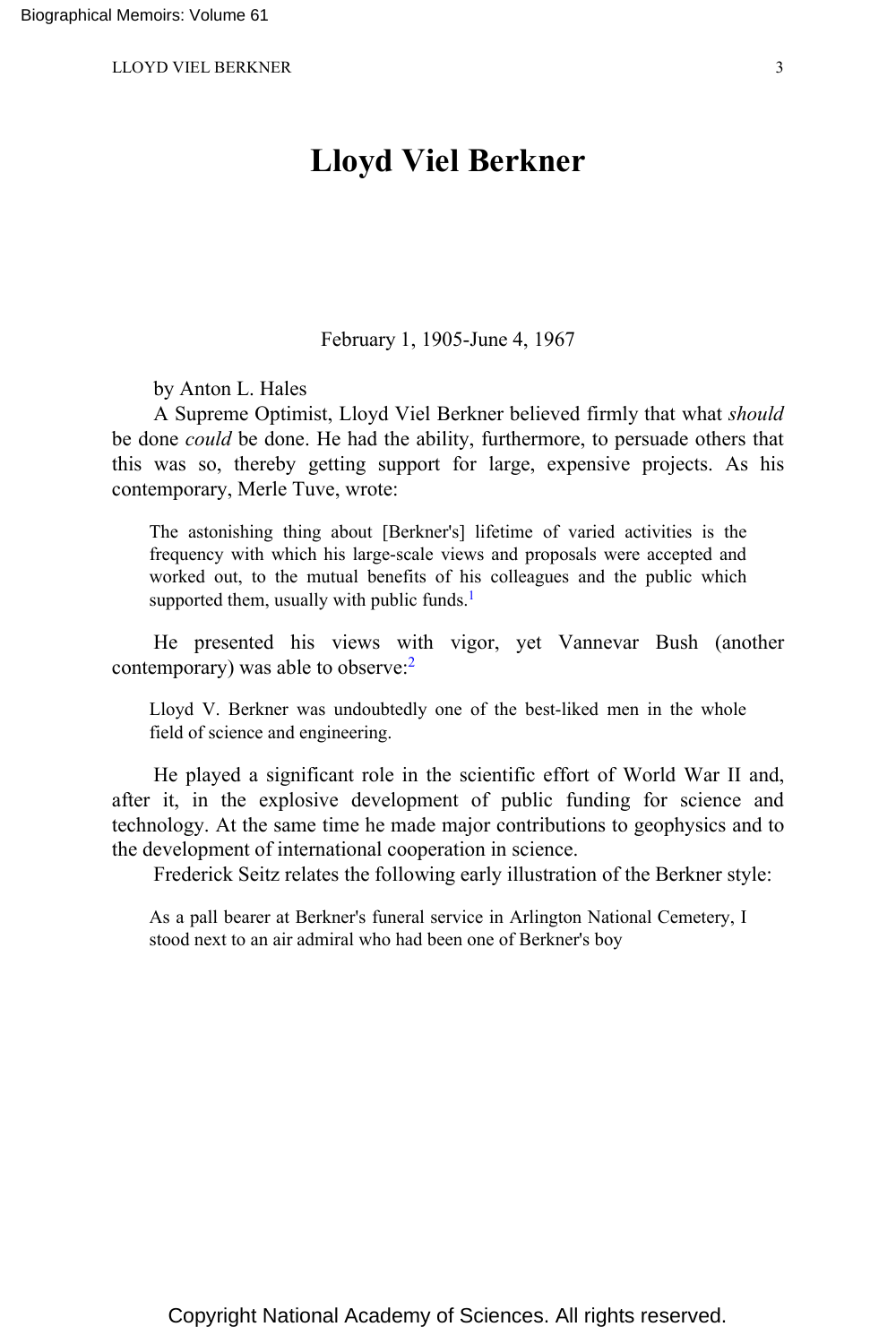# Lloyd Viel Berkner

February 1, 1905-June 4, 1967

by Anton L. Hales

A Supreme Optimist, Lloyd Viel Berkner believed firmly that what *should* be done *could* be done. He had the ability, furthermore, to persuade others that this was so, thereby getting support for large, expensive projects. As his contemporary, Merle Tuve, wrote:

> The astonishing thing about [Berkner's] lifetime of varied activities is the frequency with which his large-scale views and proposals were accepted and worked out, to the mutual benefits of his colleagues and the public which supported them, usually with public funds.[1]

He presented his views with vigor, yet Vannevar Bush (another contemporary) was able to observe:[2]

> Lloyd V. Berkner was undoubtedly one of the best-liked men in the whole field of science and engineering.

He played a significant role in the scientific effort of World War II and, after it, in the explosive development of public funding for science and technology. At the same time he made major contributions to geophysics and to the development of international cooperation in science.

Frederick Seitz relates the following early illustration of the Berkner style:

> As a pall bearer at Berkner's funeral service in Arlington National Cemetery, I stood next to an air admiral who had been one of Berkner's boy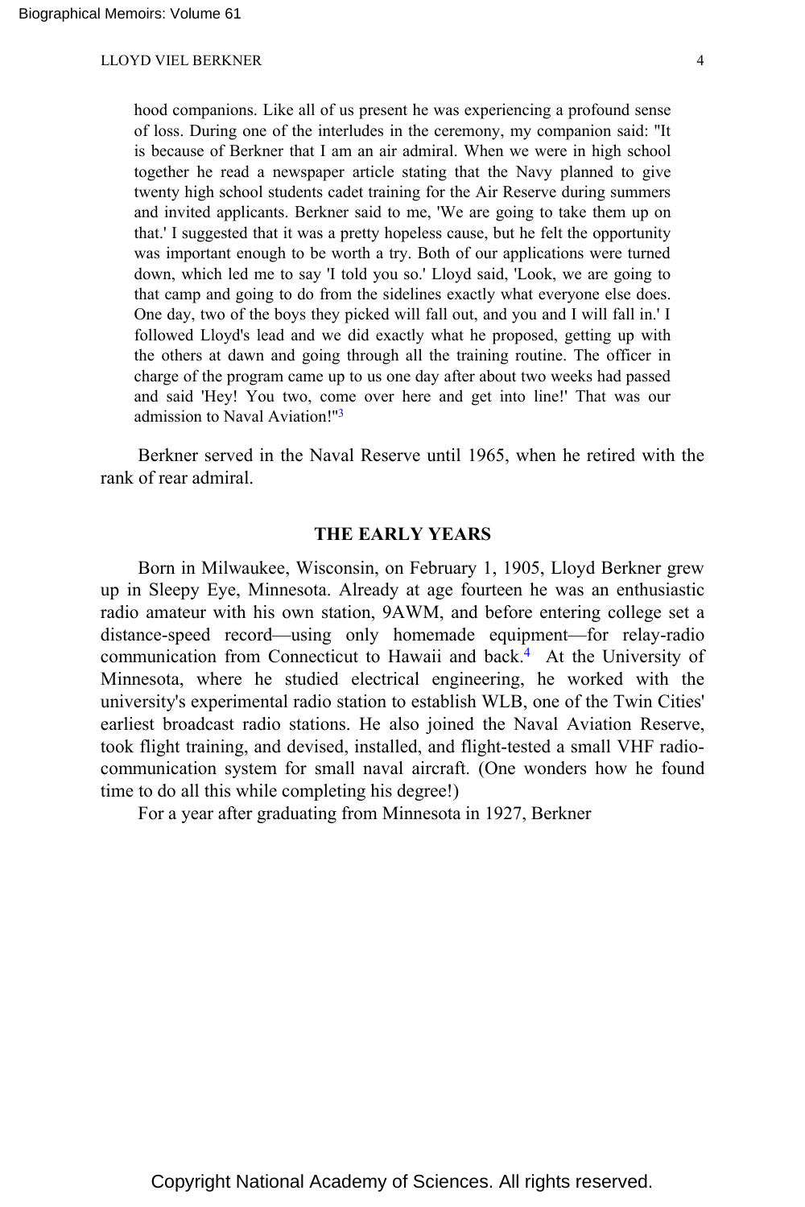hood companions. Like all of us present he was experiencing a profound sense of loss. During one of the interludes in the ceremony, my companion said: "It is because of Berkner that I am an air admiral. When we were in high school together he read a newspaper article stating that the Navy planned to give twenty high school students cadet training for the Air Reserve during summers and invited applicants. Berkner said to me, 'We are going to take them up on that.' I suggested that it was a pretty hopeless cause, but he felt the opportunity was important enough to be worth a try. Both of our applications were turned down, which led me to say 'I told you so.' Lloyd said, 'Look, we are going to that camp and going to do from the sidelines exactly what everyone else does. One day, two of the boys they picked will fall out, and you and I will fall in.' I followed Lloyd's lead and we did exactly what he proposed, getting up with the others at dawn and going through all the training routine. The officer in charge of the program came up to us one day after about two weeks had passed and said 'Hey! You two, come over here and get into line!' That was our admission to Naval Aviation!"[3]

Berkner served in the Naval Reserve until 1965, when he retired with the rank of rear admiral.

## THE EARLY YEARS

Born in Milwaukee, Wisconsin, on February 1, 1905, Lloyd Berkner grew up in Sleepy Eye, Minnesota. Already at age fourteen he was an enthusiastic radio amateur with his own station, 9AWM, and before entering college set a distance-speed record—using only homemade equipment—for relay-radio communication from Connecticut to Hawaii and back.[4] At the University of Minnesota, where he studied electrical engineering, he worked with the university's experimental radio station to establish WLB, one of the Twin Cities' earliest broadcast radio stations. He also joined the Naval Aviation Reserve, took flight training, and devised, installed, and flight-tested a small VHF radio-communication system for small naval aircraft. (One wonders how he found time to do all this while completing his degree!)

For a year after graduating from Minnesota in 1927, Berkner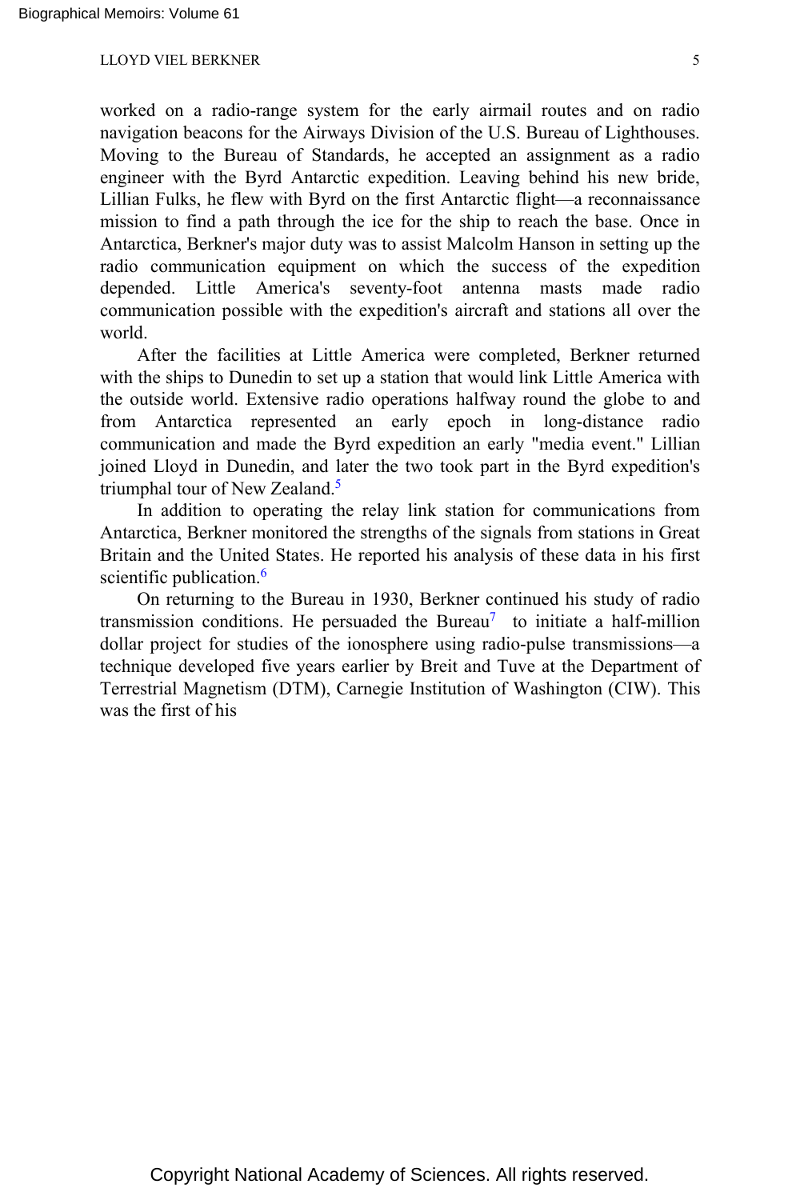worked on a radio-range system for the early airmail routes and on radio navigation beacons for the Airways Division of the U.S. Bureau of Lighthouses. Moving to the Bureau of Standards, he accepted an assignment as a radio engineer with the Byrd Antarctic expedition. Leaving behind his new bride, Lillian Fulks, he flew with Byrd on the first Antarctic flight—a reconnaissance mission to find a path through the ice for the ship to reach the base. Once in Antarctica, Berkner's major duty was to assist Malcolm Hanson in setting up the radio communication equipment on which the success of the expedition depended. Little America's seventy-foot antenna masts made radio communication possible with the expedition's aircraft and stations all over the world.

After the facilities at Little America were completed, Berkner returned with the ships to Dunedin to set up a station that would link Little America with the outside world. Extensive radio operations halfway round the globe to and from Antarctica represented an early epoch in long-distance radio communication and made the Byrd expedition an early "media event." Lillian joined Lloyd in Dunedin, and later the two took part in the Byrd expedition's triumphal tour of New Zealand.[5]

In addition to operating the relay link station for communications from Antarctica, Berkner monitored the strengths of the signals from stations in Great Britain and the United States. He reported his analysis of these data in his first scientific publication.[6]

On returning to the Bureau in 1930, Berkner continued his study of radio transmission conditions. He persuaded the Bureau[7] to initiate a half-million dollar project for studies of the ionosphere using radio-pulse transmissions—a technique developed five years earlier by Breit and Tuve at the Department of Terrestrial Magnetism (DTM), Carnegie Institution of Washington (CIW). This was the first of his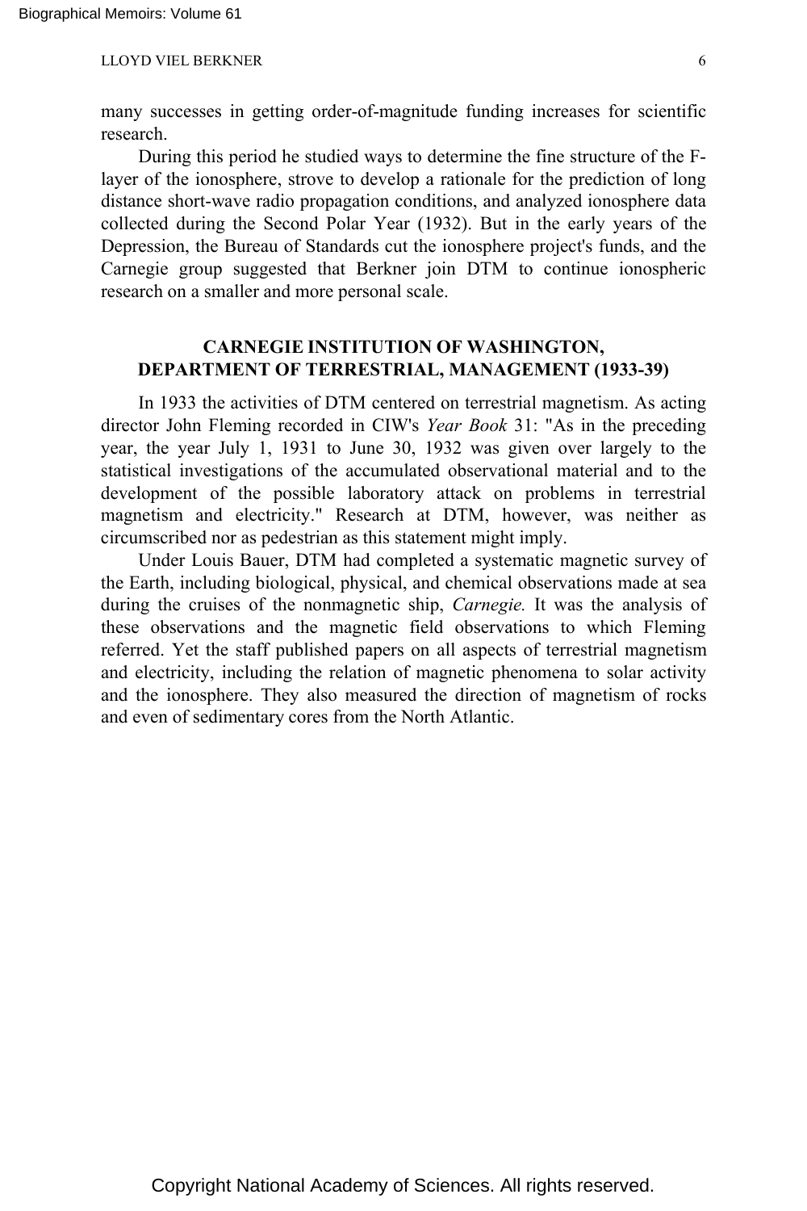many successes in getting order-of-magnitude funding increases for scientific research.

During this period he studied ways to determine the fine structure of the F-layer of the ionosphere, strove to develop a rationale for the prediction of long distance short-wave radio propagation conditions, and analyzed ionosphere data collected during the Second Polar Year (1932). But in the early years of the Depression, the Bureau of Standards cut the ionosphere project's funds, and the Carnegie group suggested that Berkner join DTM to continue ionospheric research on a smaller and more personal scale.

## CARNEGIE INSTITUTION OF WASHINGTON, DEPARTMENT OF TERRESTRIAL, MANAGEMENT (1933-39)

In 1933 the activities of DTM centered on terrestrial magnetism. As acting director John Fleming recorded in CIW's *Year Book* 31: "As in the preceding year, the year July 1, 1931 to June 30, 1932 was given over largely to the statistical investigations of the accumulated observational material and to the development of the possible laboratory attack on problems in terrestrial magnetism and electricity." Research at DTM, however, was neither as circumscribed nor as pedestrian as this statement might imply.

Under Louis Bauer, DTM had completed a systematic magnetic survey of the Earth, including biological, physical, and chemical observations made at sea during the cruises of the nonmagnetic ship, *Carnegie.* It was the analysis of these observations and the magnetic field observations to which Fleming referred. Yet the staff published papers on all aspects of terrestrial magnetism and electricity, including the relation of magnetic phenomena to solar activity and the ionosphere. They also measured the direction of magnetism of rocks and even of sedimentary cores from the North Atlantic.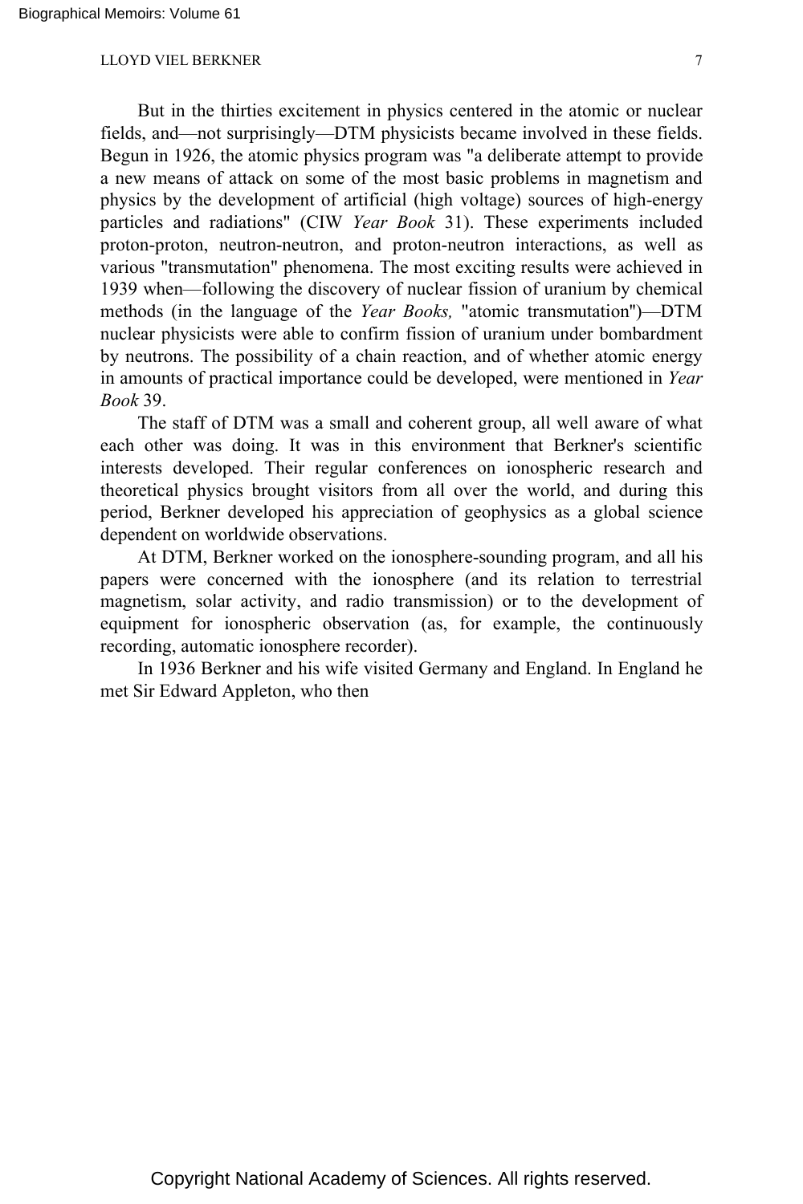But in the thirties excitement in physics centered in the atomic or nuclear fields, and—not surprisingly—DTM physicists became involved in these fields. Begun in 1926, the atomic physics program was "a deliberate attempt to provide a new means of attack on some of the most basic problems in magnetism and physics by the development of artificial (high voltage) sources of high-energy particles and radiations" (CIW *Year Book* 31). These experiments included proton-proton, neutron-neutron, and proton-neutron interactions, as well as various "transmutation" phenomena. The most exciting results were achieved in 1939 when—following the discovery of nuclear fission of uranium by chemical methods (in the language of the *Year Books,* "atomic transmutation")—DTM nuclear physicists were able to confirm fission of uranium under bombardment by neutrons. The possibility of a chain reaction, and of whether atomic energy in amounts of practical importance could be developed, were mentioned in *Year Book* 39.

The staff of DTM was a small and coherent group, all well aware of what each other was doing. It was in this environment that Berkner's scientific interests developed. Their regular conferences on ionospheric research and theoretical physics brought visitors from all over the world, and during this period, Berkner developed his appreciation of geophysics as a global science dependent on worldwide observations.

At DTM, Berkner worked on the ionosphere-sounding program, and all his papers were concerned with the ionosphere (and its relation to terrestrial magnetism, solar activity, and radio transmission) or to the development of equipment for ionospheric observation (as, for example, the continuously recording, automatic ionosphere recorder).

In 1936 Berkner and his wife visited Germany and England. In England he met Sir Edward Appleton, who then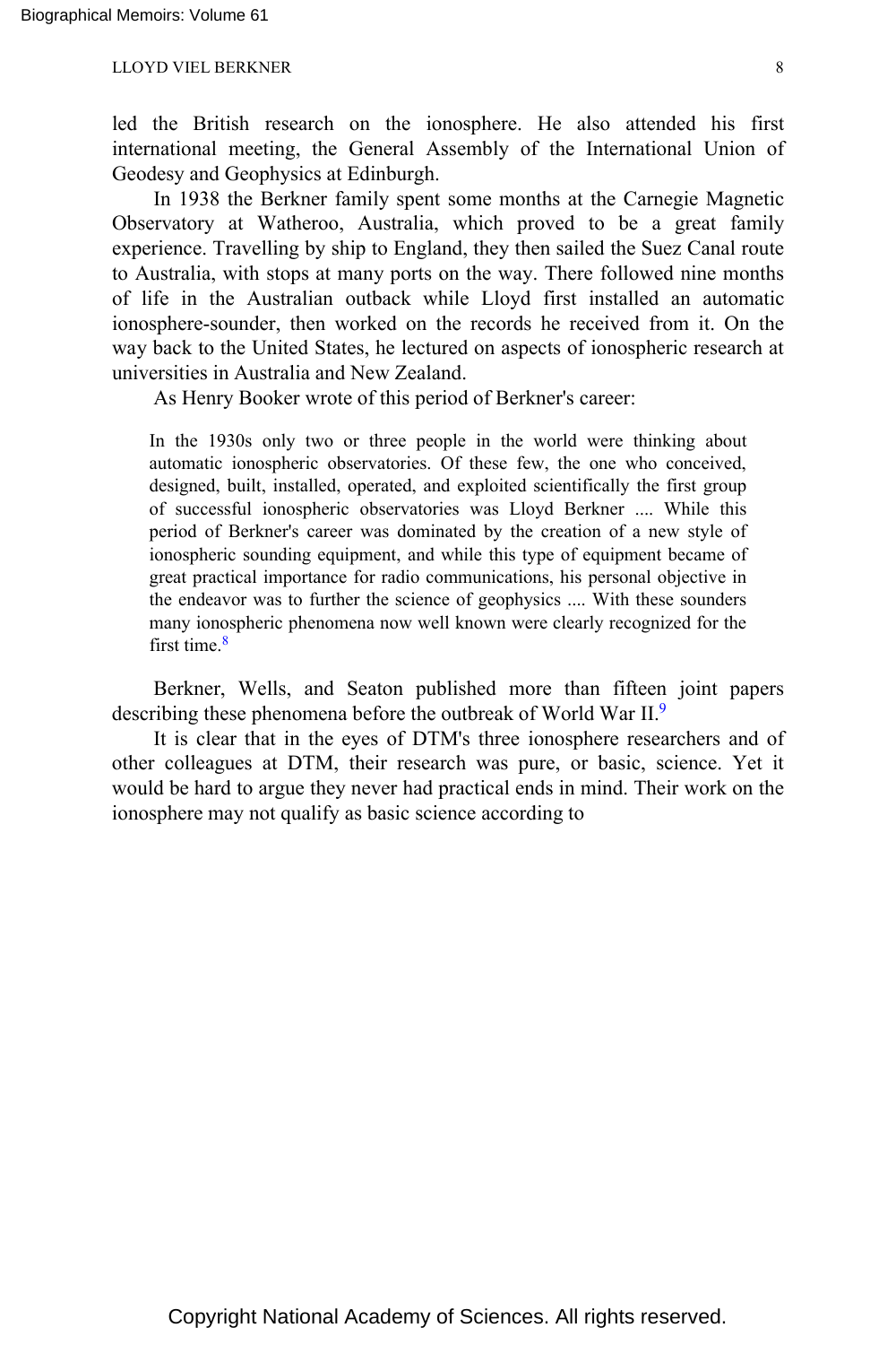led the British research on the ionosphere. He also attended his first international meeting, the General Assembly of the International Union of Geodesy and Geophysics at Edinburgh.

In 1938 the Berkner family spent some months at the Carnegie Magnetic Observatory at Watheroo, Australia, which proved to be a great family experience. Travelling by ship to England, they then sailed the Suez Canal route to Australia, with stops at many ports on the way. There followed nine months of life in the Australian outback while Lloyd first installed an automatic ionosphere-sounder, then worked on the records he received from it. On the way back to the United States, he lectured on aspects of ionospheric research at universities in Australia and New Zealand.

As Henry Booker wrote of this period of Berkner's career:

> In the 1930s only two or three people in the world were thinking about automatic ionospheric observatories. Of these few, the one who conceived, designed, built, installed, operated, and exploited scientifically the first group of successful ionospheric observatories was Lloyd Berkner .... While this period of Berkner's career was dominated by the creation of a new style of ionospheric sounding equipment, and while this type of equipment became of great practical importance for radio communications, his personal objective in the endeavor was to further the science of geophysics .... With these sounders many ionospheric phenomena now well known were clearly recognized for the first time.[8]

Berkner, Wells, and Seaton published more than fifteen joint papers describing these phenomena before the outbreak of World War II.[9]

It is clear that in the eyes of DTM's three ionosphere researchers and of other colleagues at DTM, their research was pure, or basic, science. Yet it would be hard to argue they never had practical ends in mind. Their work on the ionosphere may not qualify as basic science according to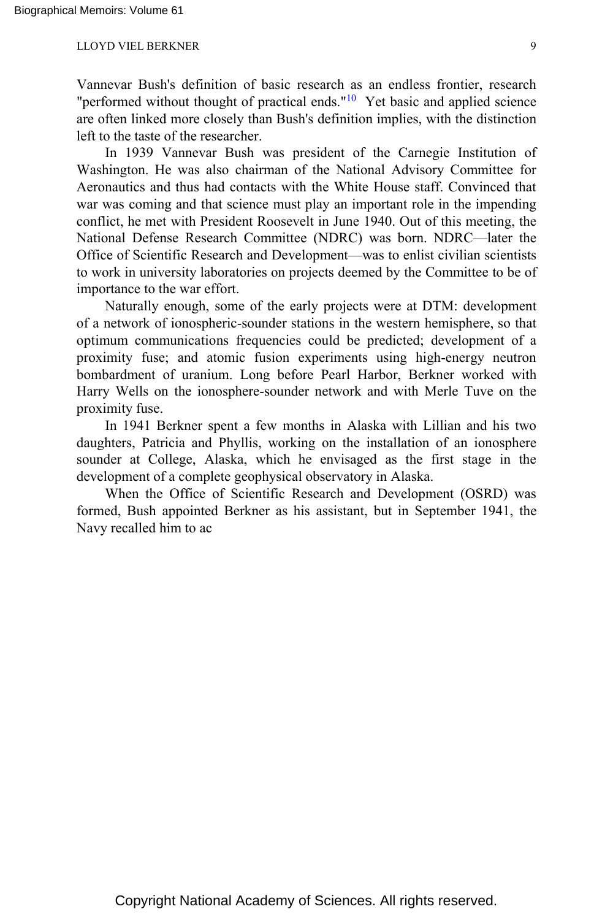Vannevar Bush's definition of basic research as an endless frontier, research "performed without thought of practical ends."[10] Yet basic and applied science are often linked more closely than Bush's definition implies, with the distinction left to the taste of the researcher.

In 1939 Vannevar Bush was president of the Carnegie Institution of Washington. He was also chairman of the National Advisory Committee for Aeronautics and thus had contacts with the White House staff. Convinced that war was coming and that science must play an important role in the impending conflict, he met with President Roosevelt in June 1940. Out of this meeting, the National Defense Research Committee (NDRC) was born. NDRC—later the Office of Scientific Research and Development—was to enlist civilian scientists to work in university laboratories on projects deemed by the Committee to be of importance to the war effort.

Naturally enough, some of the early projects were at DTM: development of a network of ionospheric-sounder stations in the western hemisphere, so that optimum communications frequencies could be predicted; development of a proximity fuse; and atomic fusion experiments using high-energy neutron bombardment of uranium. Long before Pearl Harbor, Berkner worked with Harry Wells on the ionosphere-sounder network and with Merle Tuve on the proximity fuse.

In 1941 Berkner spent a few months in Alaska with Lillian and his two daughters, Patricia and Phyllis, working on the installation of an ionosphere sounder at College, Alaska, which he envisaged as the first stage in the development of a complete geophysical observatory in Alaska.

When the Office of Scientific Research and Development (OSRD) was formed, Bush appointed Berkner as his assistant, but in September 1941, the Navy recalled him to ac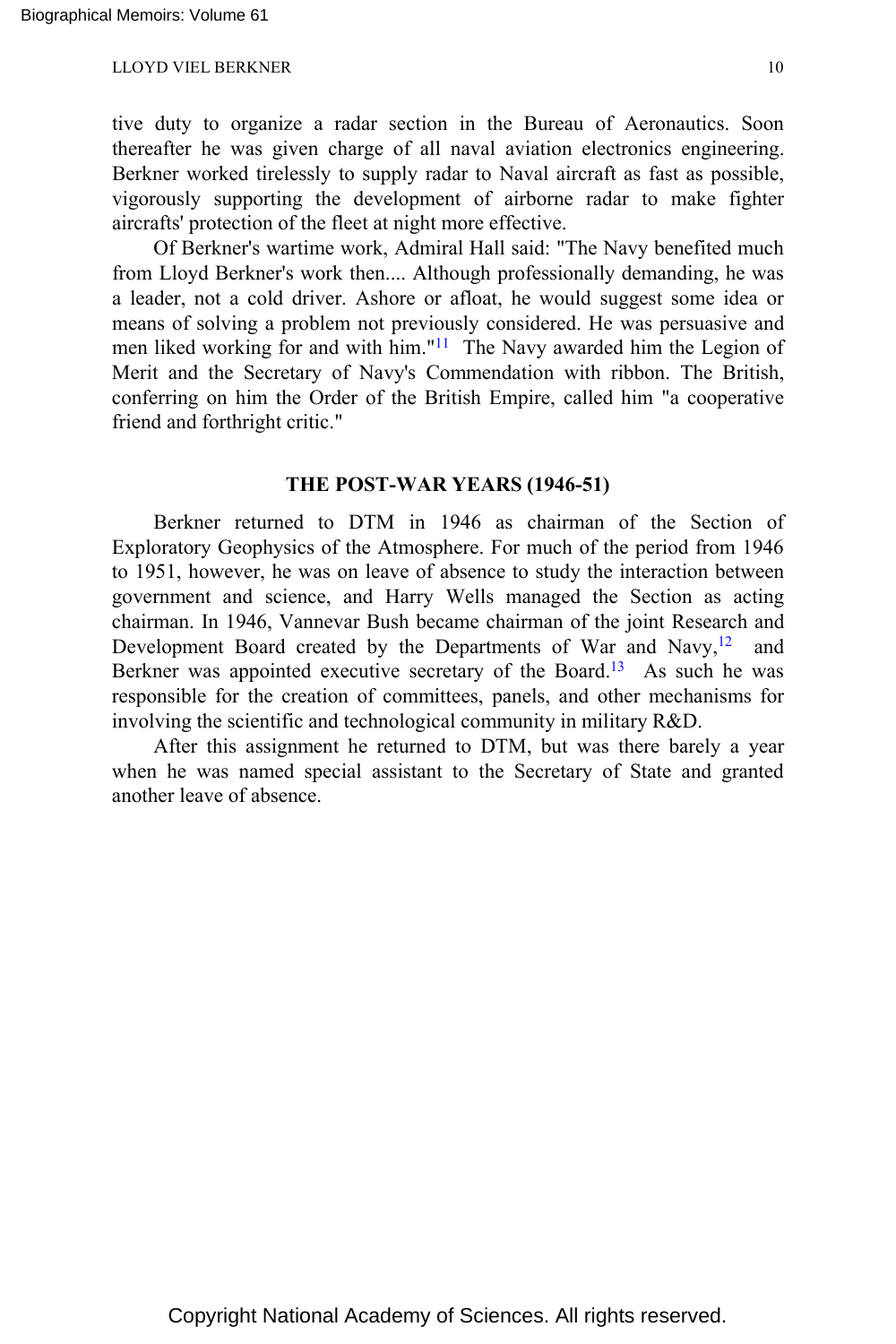tive duty to organize a radar section in the Bureau of Aeronautics. Soon thereafter he was given charge of all naval aviation electronics engineering. Berkner worked tirelessly to supply radar to Naval aircraft as fast as possible, vigorously supporting the development of airborne radar to make fighter aircrafts' protection of the fleet at night more effective.

Of Berkner's wartime work, Admiral Hall said: "The Navy benefited much from Lloyd Berkner's work then.... Although professionally demanding, he was a leader, not a cold driver. Ashore or afloat, he would suggest some idea or means of solving a problem not previously considered. He was persuasive and men liked working for and with him."[11] The Navy awarded him the Legion of Merit and the Secretary of Navy's Commendation with ribbon. The British, conferring on him the Order of the British Empire, called him "a cooperative friend and forthright critic."

## THE POST-WAR YEARS (1946-51)

Berkner returned to DTM in 1946 as chairman of the Section of Exploratory Geophysics of the Atmosphere. For much of the period from 1946 to 1951, however, he was on leave of absence to study the interaction between government and science, and Harry Wells managed the Section as acting chairman. In 1946, Vannevar Bush became chairman of the joint Research and Development Board created by the Departments of War and Navy,[12] and Berkner was appointed executive secretary of the Board.[13] As such he was responsible for the creation of committees, panels, and other mechanisms for involving the scientific and technological community in military R&D.

After this assignment he returned to DTM, but was there barely a year when he was named special assistant to the Secretary of State and granted another leave of absence.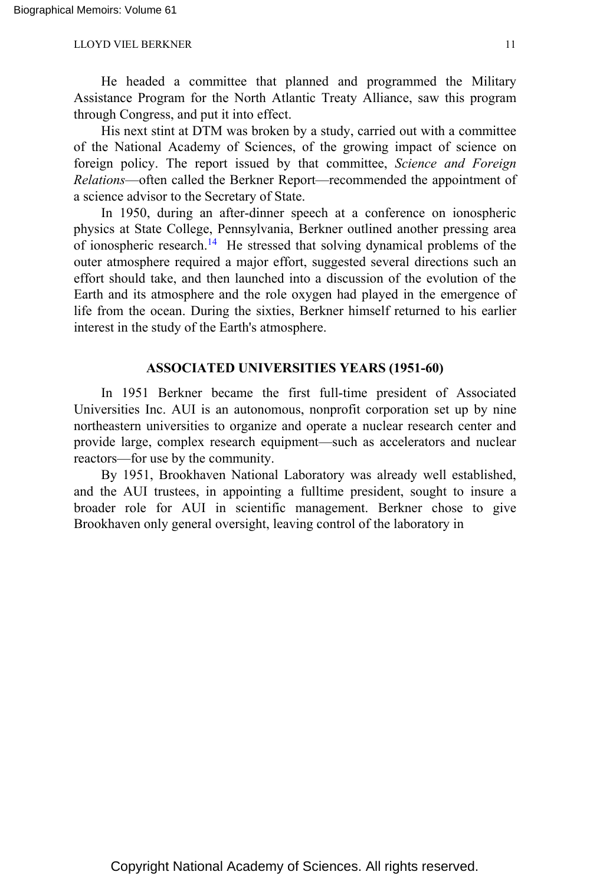He headed a committee that planned and programmed the Military Assistance Program for the North Atlantic Treaty Alliance, saw this program through Congress, and put it into effect.

His next stint at DTM was broken by a study, carried out with a committee of the National Academy of Sciences, of the growing impact of science on foreign policy. The report issued by that committee, *Science and Foreign Relations*—often called the Berkner Report—recommended the appointment of a science advisor to the Secretary of State.

In 1950, during an after-dinner speech at a conference on ionospheric physics at State College, Pennsylvania, Berkner outlined another pressing area of ionospheric research.[14] He stressed that solving dynamical problems of the outer atmosphere required a major effort, suggested several directions such an effort should take, and then launched into a discussion of the evolution of the Earth and its atmosphere and the role oxygen had played in the emergence of life from the ocean. During the sixties, Berkner himself returned to his earlier interest in the study of the Earth's atmosphere.

## ASSOCIATED UNIVERSITIES YEARS (1951-60)

In 1951 Berkner became the first full-time president of Associated Universities Inc. AUI is an autonomous, nonprofit corporation set up by nine northeastern universities to organize and operate a nuclear research center and provide large, complex research equipment—such as accelerators and nuclear reactors—for use by the community.

By 1951, Brookhaven National Laboratory was already well established, and the AUI trustees, in appointing a fulltime president, sought to insure a broader role for AUI in scientific management. Berkner chose to give Brookhaven only general oversight, leaving control of the laboratory in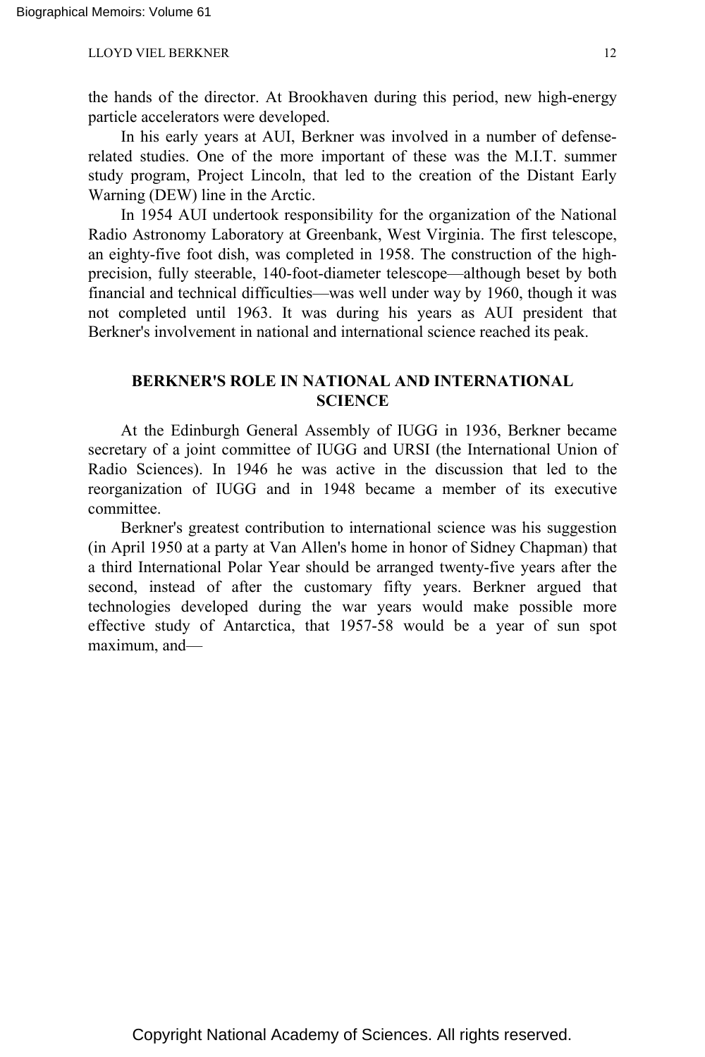the hands of the director. At Brookhaven during this period, new high-energy particle accelerators were developed.

In his early years at AUI, Berkner was involved in a number of defense-related studies. One of the more important of these was the M.I.T. summer study program, Project Lincoln, that led to the creation of the Distant Early Warning (DEW) line in the Arctic.

In 1954 AUI undertook responsibility for the organization of the National Radio Astronomy Laboratory at Greenbank, West Virginia. The first telescope, an eighty-five foot dish, was completed in 1958. The construction of the high-precision, fully steerable, 140-foot-diameter telescope—although beset by both financial and technical difficulties—was well under way by 1960, though it was not completed until 1963. It was during his years as AUI president that Berkner's involvement in national and international science reached its peak.

## BERKNER'S ROLE IN NATIONAL AND INTERNATIONAL SCIENCE

At the Edinburgh General Assembly of IUGG in 1936, Berkner became secretary of a joint committee of IUGG and URSI (the International Union of Radio Sciences). In 1946 he was active in the discussion that led to the reorganization of IUGG and in 1948 became a member of its executive committee.

Berkner's greatest contribution to international science was his suggestion (in April 1950 at a party at Van Allen's home in honor of Sidney Chapman) that a third International Polar Year should be arranged twenty-five years after the second, instead of after the customary fifty years. Berkner argued that technologies developed during the war years would make possible more effective study of Antarctica, that 1957-58 would be a year of sun spot maximum, and—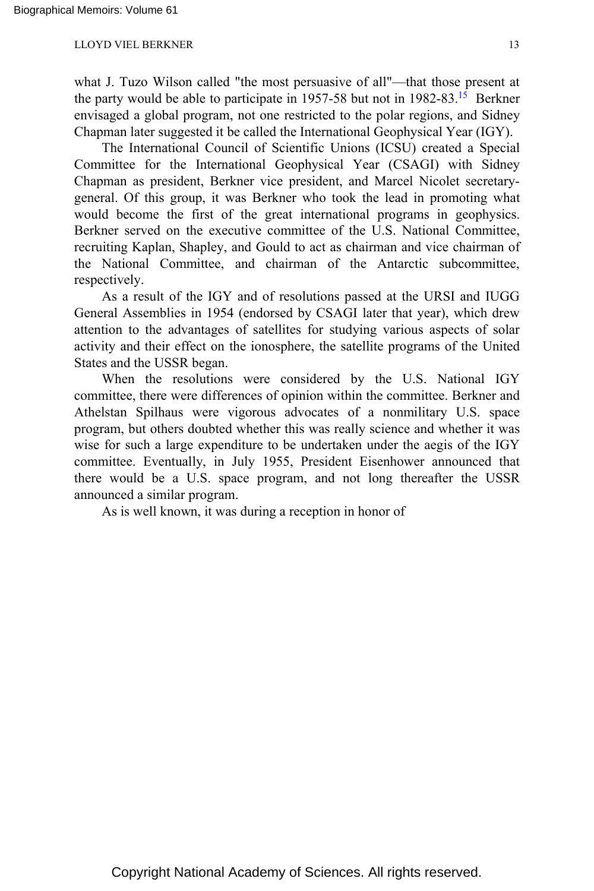what J. Tuzo Wilson called "the most persuasive of all"—that those present at the party would be able to participate in 1957-58 but not in 1982-83.[15] Berkner envisaged a global program, not one restricted to the polar regions, and Sidney Chapman later suggested it be called the International Geophysical Year (IGY).

The International Council of Scientific Unions (ICSU) created a Special Committee for the International Geophysical Year (CSAGI) with Sidney Chapman as president, Berkner vice president, and Marcel Nicolet secretary-general. Of this group, it was Berkner who took the lead in promoting what would become the first of the great international programs in geophysics. Berkner served on the executive committee of the U.S. National Committee, recruiting Kaplan, Shapley, and Gould to act as chairman and vice chairman of the National Committee, and chairman of the Antarctic subcommittee, respectively.

As a result of the IGY and of resolutions passed at the URSI and IUGG General Assemblies in 1954 (endorsed by CSAGI later that year), which drew attention to the advantages of satellites for studying various aspects of solar activity and their effect on the ionosphere, the satellite programs of the United States and the USSR began.

When the resolutions were considered by the U.S. National IGY committee, there were differences of opinion within the committee. Berkner and Athelstan Spilhaus were vigorous advocates of a nonmilitary U.S. space program, but others doubted whether this was really science and whether it was wise for such a large expenditure to be undertaken under the aegis of the IGY committee. Eventually, in July 1955, President Eisenhower announced that there would be a U.S. space program, and not long thereafter the USSR announced a similar program.

As is well known, it was during a reception in honor of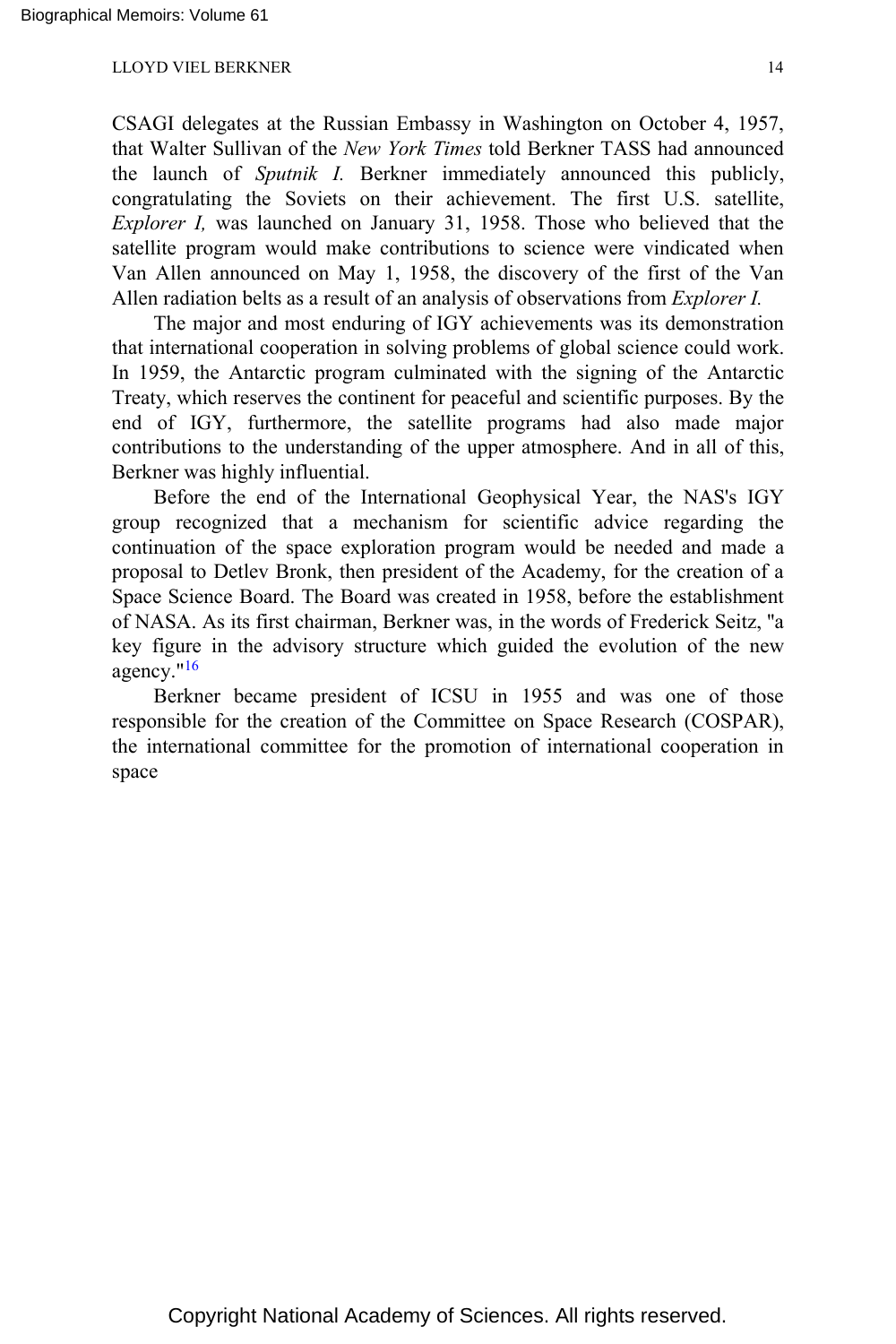CSAGI delegates at the Russian Embassy in Washington on October 4, 1957, that Walter Sullivan of the *New York Times* told Berkner TASS had announced the launch of *Sputnik I.* Berkner immediately announced this publicly, congratulating the Soviets on their achievement. The first U.S. satellite, *Explorer I,* was launched on January 31, 1958. Those who believed that the satellite program would make contributions to science were vindicated when Van Allen announced on May 1, 1958, the discovery of the first of the Van Allen radiation belts as a result of an analysis of observations from *Explorer I.*

The major and most enduring of IGY achievements was its demonstration that international cooperation in solving problems of global science could work. In 1959, the Antarctic program culminated with the signing of the Antarctic Treaty, which reserves the continent for peaceful and scientific purposes. By the end of IGY, furthermore, the satellite programs had also made major contributions to the understanding of the upper atmosphere. And in all of this, Berkner was highly influential.

Before the end of the International Geophysical Year, the NAS's IGY group recognized that a mechanism for scientific advice regarding the continuation of the space exploration program would be needed and made a proposal to Detlev Bronk, then president of the Academy, for the creation of a Space Science Board. The Board was created in 1958, before the establishment of NASA. As its first chairman, Berkner was, in the words of Frederick Seitz, "a key figure in the advisory structure which guided the evolution of the new agency."[16]

Berkner became president of ICSU in 1955 and was one of those responsible for the creation of the Committee on Space Research (COSPAR), the international committee for the promotion of international cooperation in space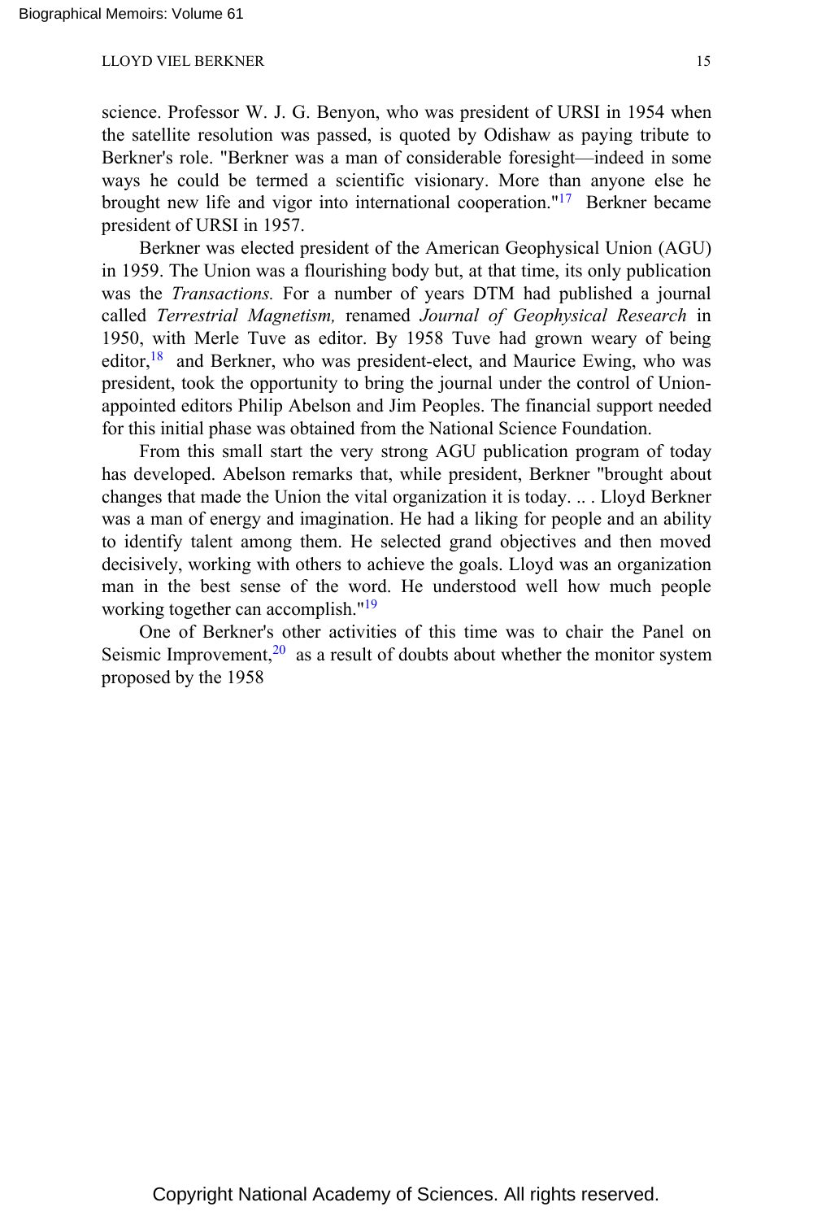science. Professor W. J. G. Benyon, who was president of URSI in 1954 when the satellite resolution was passed, is quoted by Odishaw as paying tribute to Berkner's role. "Berkner was a man of considerable foresight—indeed in some ways he could be termed a scientific visionary. More than anyone else he brought new life and vigor into international cooperation."[17] Berkner became president of URSI in 1957.

Berkner was elected president of the American Geophysical Union (AGU) in 1959. The Union was a flourishing body but, at that time, its only publication was the *Transactions.* For a number of years DTM had published a journal called *Terrestrial Magnetism,* renamed *Journal of Geophysical Research* in 1950, with Merle Tuve as editor. By 1958 Tuve had grown weary of being editor,[18] and Berkner, who was president-elect, and Maurice Ewing, who was president, took the opportunity to bring the journal under the control of Union-appointed editors Philip Abelson and Jim Peoples. The financial support needed for this initial phase was obtained from the National Science Foundation.

From this small start the very strong AGU publication program of today has developed. Abelson remarks that, while president, Berkner "brought about changes that made the Union the vital organization it is today. .. . Lloyd Berkner was a man of energy and imagination. He had a liking for people and an ability to identify talent among them. He selected grand objectives and then moved decisively, working with others to achieve the goals. Lloyd was an organization man in the best sense of the word. He understood well how much people working together can accomplish."[19]

One of Berkner's other activities of this time was to chair the Panel on Seismic Improvement,[20] as a result of doubts about whether the monitor system proposed by the 1958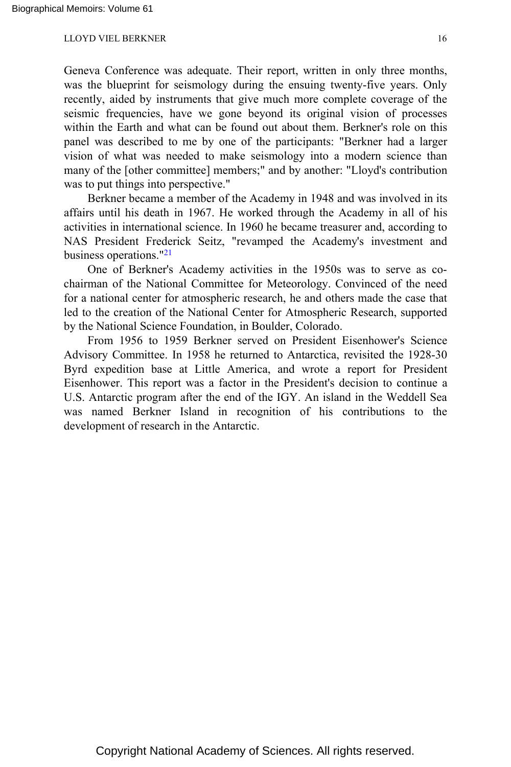Geneva Conference was adequate. Their report, written in only three months, was the blueprint for seismology during the ensuing twenty-five years. Only recently, aided by instruments that give much more complete coverage of the seismic frequencies, have we gone beyond its original vision of processes within the Earth and what can be found out about them. Berkner's role on this panel was described to me by one of the participants: "Berkner had a larger vision of what was needed to make seismology into a modern science than many of the [other committee] members;" and by another: "Lloyd's contribution was to put things into perspective."

Berkner became a member of the Academy in 1948 and was involved in its affairs until his death in 1967. He worked through the Academy in all of his activities in international science. In 1960 he became treasurer and, according to NAS President Frederick Seitz, "revamped the Academy's investment and business operations."[21]

One of Berkner's Academy activities in the 1950s was to serve as co-chairman of the National Committee for Meteorology. Convinced of the need for a national center for atmospheric research, he and others made the case that led to the creation of the National Center for Atmospheric Research, supported by the National Science Foundation, in Boulder, Colorado.

From 1956 to 1959 Berkner served on President Eisenhower's Science Advisory Committee. In 1958 he returned to Antarctica, revisited the 1928-30 Byrd expedition base at Little America, and wrote a report for President Eisenhower. This report was a factor in the President's decision to continue a U.S. Antarctic program after the end of the IGY. An island in the Weddell Sea was named Berkner Island in recognition of his contributions to the development of research in the Antarctic.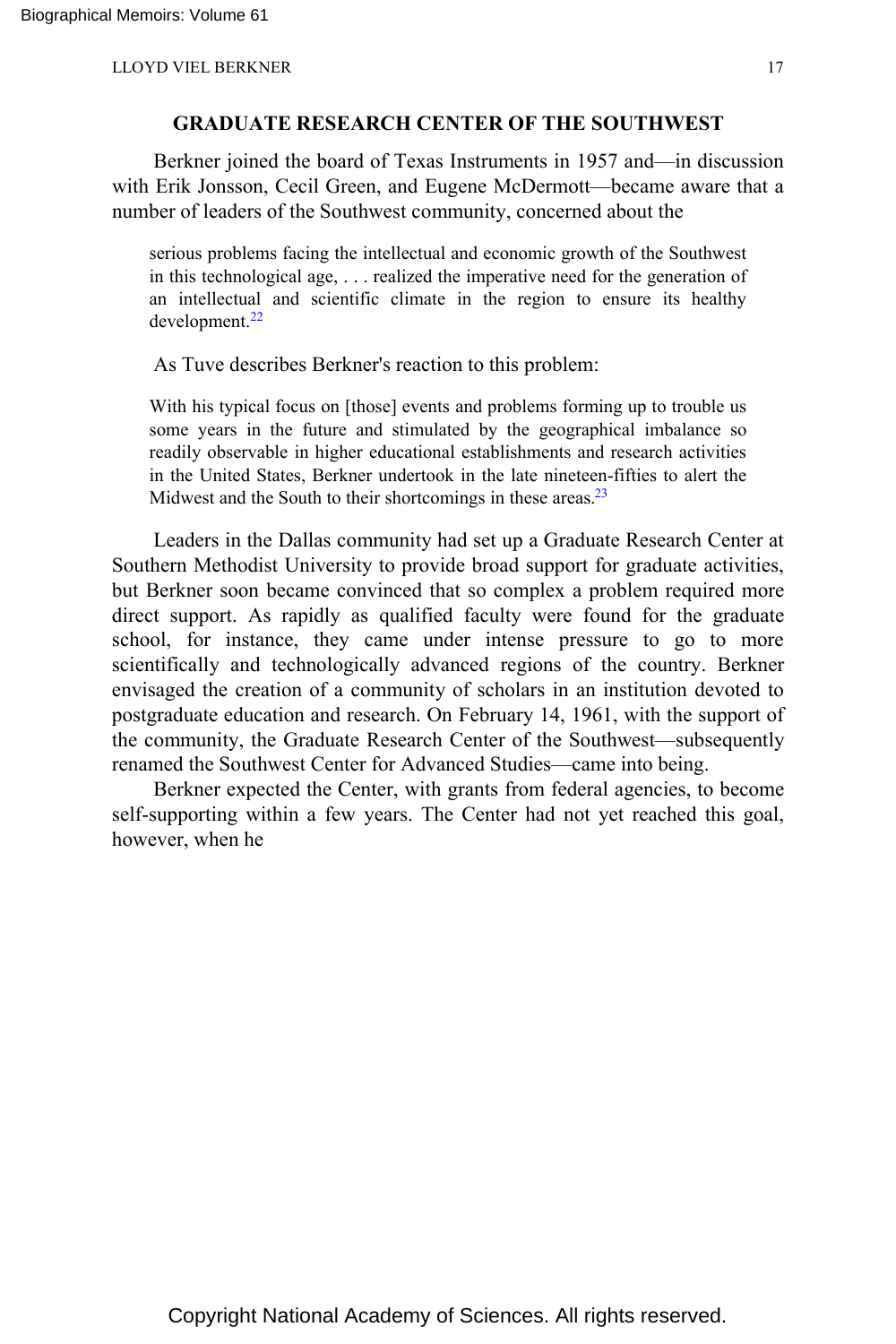## GRADUATE RESEARCH CENTER OF THE SOUTHWEST

Berkner joined the board of Texas Instruments in 1957 and—in discussion with Erik Jonsson, Cecil Green, and Eugene McDermott—became aware that a number of leaders of the Southwest community, concerned about the

> serious problems facing the intellectual and economic growth of the Southwest in this technological age, . . . realized the imperative need for the generation of an intellectual and scientific climate in the region to ensure its healthy development.[22]

As Tuve describes Berkner's reaction to this problem:

> With his typical focus on [those] events and problems forming up to trouble us some years in the future and stimulated by the geographical imbalance so readily observable in higher educational establishments and research activities in the United States, Berkner undertook in the late nineteen-fifties to alert the Midwest and the South to their shortcomings in these areas.[23]

Leaders in the Dallas community had set up a Graduate Research Center at Southern Methodist University to provide broad support for graduate activities, but Berkner soon became convinced that so complex a problem required more direct support. As rapidly as qualified faculty were found for the graduate school, for instance, they came under intense pressure to go to more scientifically and technologically advanced regions of the country. Berkner envisaged the creation of a community of scholars in an institution devoted to postgraduate education and research. On February 14, 1961, with the support of the community, the Graduate Research Center of the Southwest—subsequently renamed the Southwest Center for Advanced Studies—came into being.

Berkner expected the Center, with grants from federal agencies, to become self-supporting within a few years. The Center had not yet reached this goal, however, when he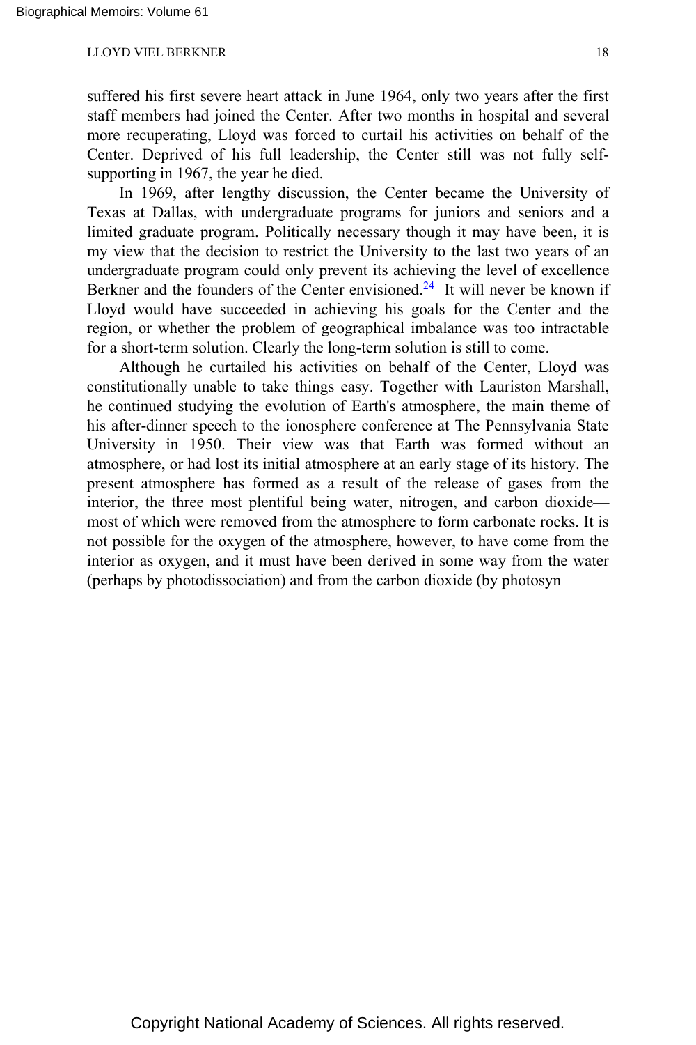suffered his first severe heart attack in June 1964, only two years after the first staff members had joined the Center. After two months in hospital and several more recuperating, Lloyd was forced to curtail his activities on behalf of the Center. Deprived of his full leadership, the Center still was not fully self-supporting in 1967, the year he died.

In 1969, after lengthy discussion, the Center became the University of Texas at Dallas, with undergraduate programs for juniors and seniors and a limited graduate program. Politically necessary though it may have been, it is my view that the decision to restrict the University to the last two years of an undergraduate program could only prevent its achieving the level of excellence Berkner and the founders of the Center envisioned.[24] It will never be known if Lloyd would have succeeded in achieving his goals for the Center and the region, or whether the problem of geographical imbalance was too intractable for a short-term solution. Clearly the long-term solution is still to come.

Although he curtailed his activities on behalf of the Center, Lloyd was constitutionally unable to take things easy. Together with Lauriston Marshall, he continued studying the evolution of Earth's atmosphere, the main theme of his after-dinner speech to the ionosphere conference at The Pennsylvania State University in 1950. Their view was that Earth was formed without an atmosphere, or had lost its initial atmosphere at an early stage of its history. The present atmosphere has formed as a result of the release of gases from the interior, the three most plentiful being water, nitrogen, and carbon dioxide—most of which were removed from the atmosphere to form carbonate rocks. It is not possible for the oxygen of the atmosphere, however, to have come from the interior as oxygen, and it must have been derived in some way from the water (perhaps by photodissociation) and from the carbon dioxide (by photosyn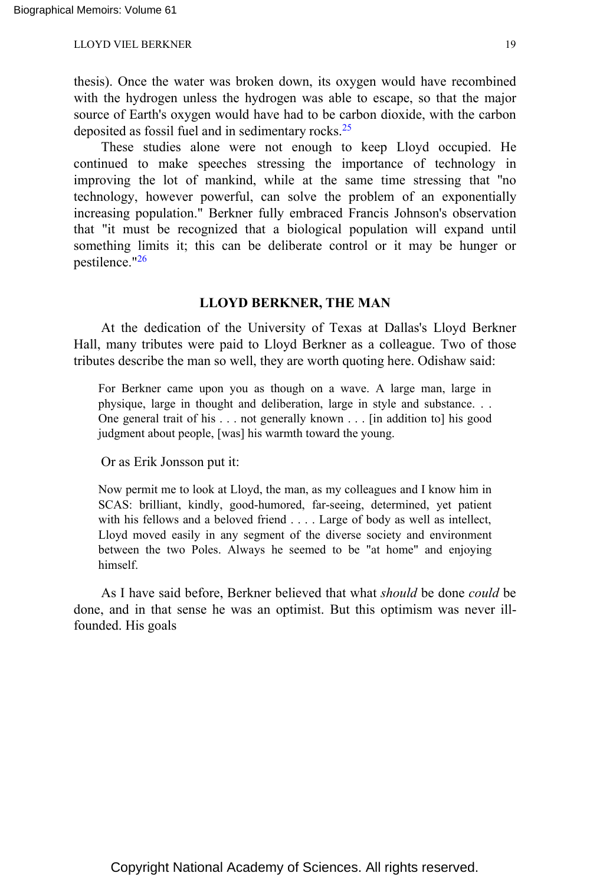thesis). Once the water was broken down, its oxygen would have recombined with the hydrogen unless the hydrogen was able to escape, so that the major source of Earth's oxygen would have had to be carbon dioxide, with the carbon deposited as fossil fuel and in sedimentary rocks.[25]

These studies alone were not enough to keep Lloyd occupied. He continued to make speeches stressing the importance of technology in improving the lot of mankind, while at the same time stressing that "no technology, however powerful, can solve the problem of an exponentially increasing population." Berkner fully embraced Francis Johnson's observation that "it must be recognized that a biological population will expand until something limits it; this can be deliberate control or it may be hunger or pestilence."[26]

## LLOYD BERKNER, THE MAN

At the dedication of the University of Texas at Dallas's Lloyd Berkner Hall, many tributes were paid to Lloyd Berkner as a colleague. Two of those tributes describe the man so well, they are worth quoting here. Odishaw said:

> For Berkner came upon you as though on a wave. A large man, large in physique, large in thought and deliberation, large in style and substance. . . One general trait of his . . . not generally known . . . [in addition to] his good judgment about people, [was] his warmth toward the young.

Or as Erik Jonsson put it:

> Now permit me to look at Lloyd, the man, as my colleagues and I know him in SCAS: brilliant, kindly, good-humored, far-seeing, determined, yet patient with his fellows and a beloved friend . . . . Large of body as well as intellect, Lloyd moved easily in any segment of the diverse society and environment between the two Poles. Always he seemed to be "at home" and enjoying himself.

As I have said before, Berkner believed that what *should* be done *could* be done, and in that sense he was an optimist. But this optimism was never ill-founded. His goals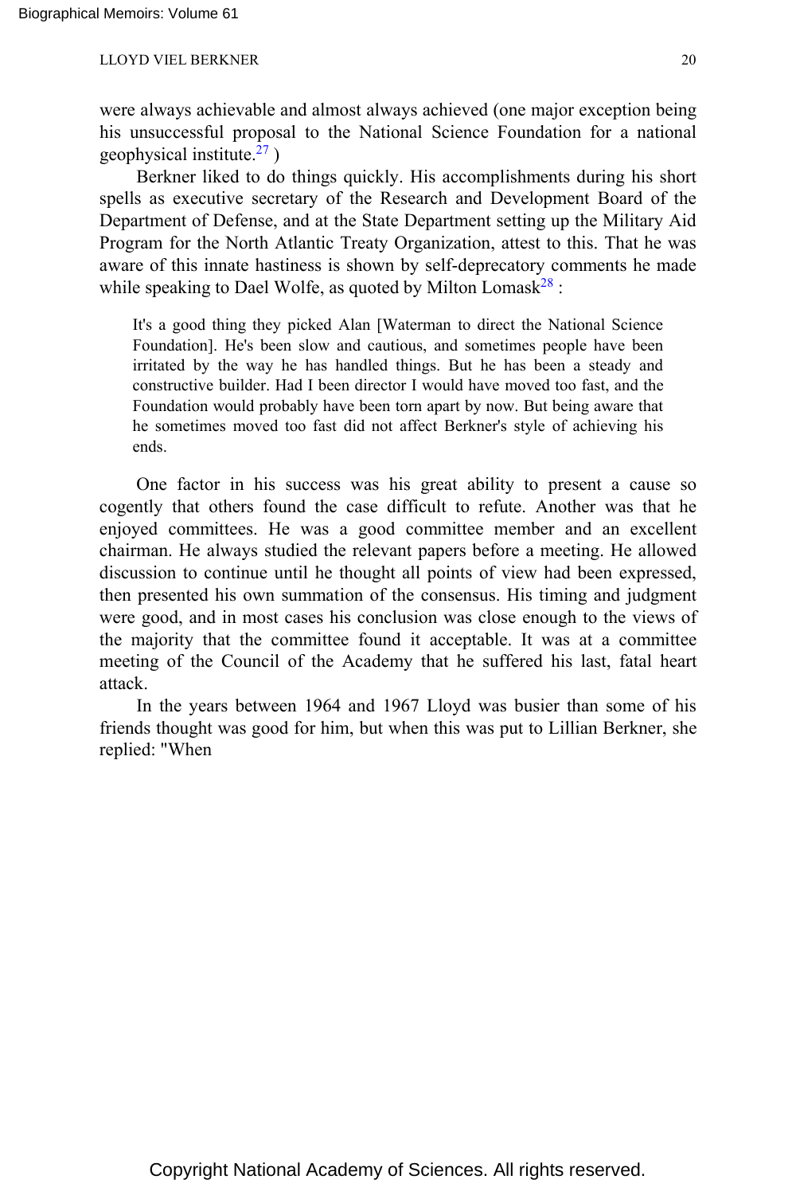were always achievable and almost always achieved (one major exception being his unsuccessful proposal to the National Science Foundation for a national geophysical institute.[27] )

Berkner liked to do things quickly. His accomplishments during his short spells as executive secretary of the Research and Development Board of the Department of Defense, and at the State Department setting up the Military Aid Program for the North Atlantic Treaty Organization, attest to this. That he was aware of this innate hastiness is shown by self-deprecatory comments he made while speaking to Dael Wolfe, as quoted by Milton Lomask[28] :

> It's a good thing they picked Alan [Waterman to direct the National Science Foundation]. He's been slow and cautious, and sometimes people have been irritated by the way he has handled things. But he has been a steady and constructive builder. Had I been director I would have moved too fast, and the Foundation would probably have been torn apart by now. But being aware that he sometimes moved too fast did not affect Berkner's style of achieving his ends.

One factor in his success was his great ability to present a cause so cogently that others found the case difficult to refute. Another was that he enjoyed committees. He was a good committee member and an excellent chairman. He always studied the relevant papers before a meeting. He allowed discussion to continue until he thought all points of view had been expressed, then presented his own summation of the consensus. His timing and judgment were good, and in most cases his conclusion was close enough to the views of the majority that the committee found it acceptable. It was at a committee meeting of the Council of the Academy that he suffered his last, fatal heart attack.

In the years between 1964 and 1967 Lloyd was busier than some of his friends thought was good for him, but when this was put to Lillian Berkner, she replied: "When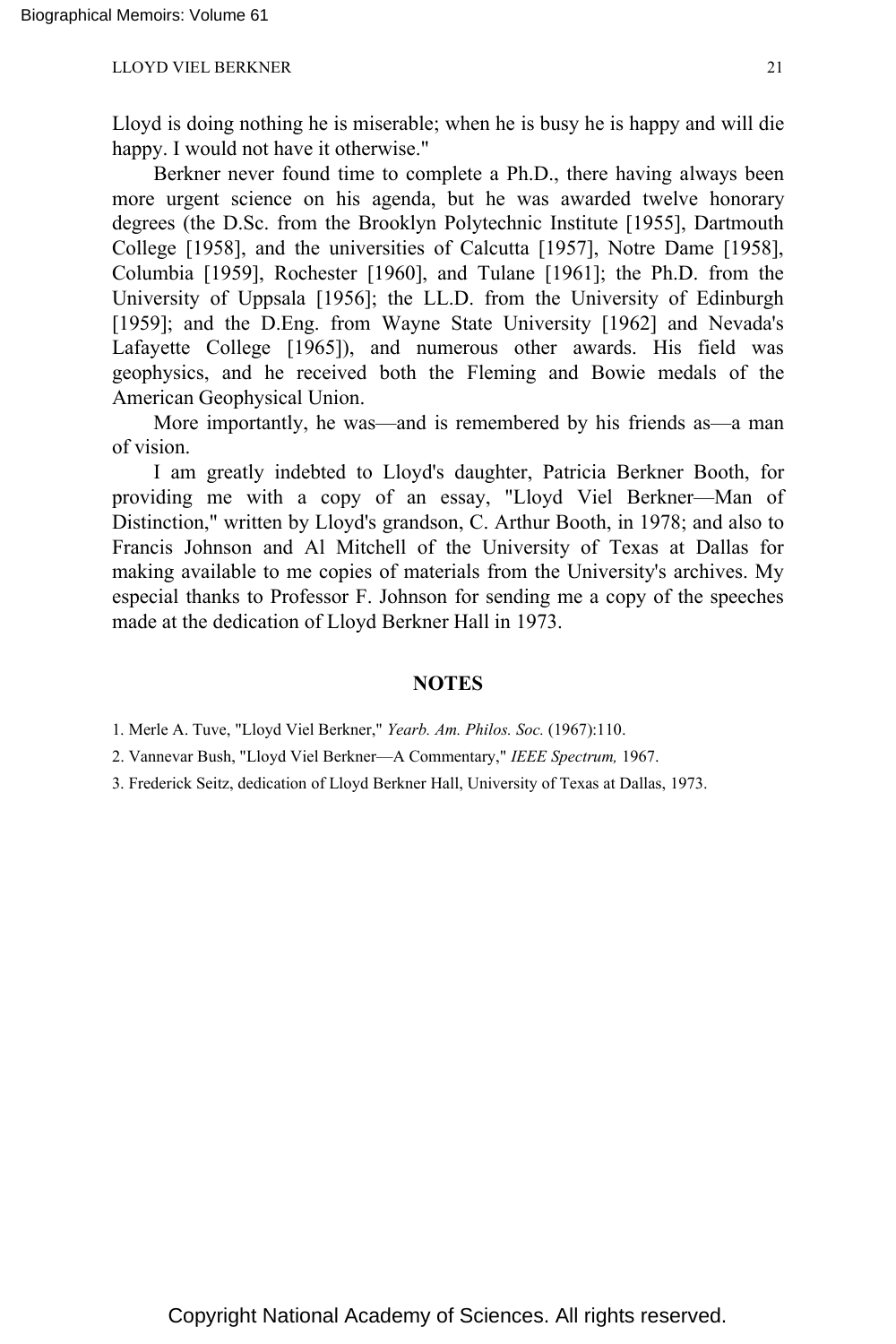Lloyd is doing nothing he is miserable; when he is busy he is happy and will die happy. I would not have it otherwise."

Berkner never found time to complete a Ph.D., there having always been more urgent science on his agenda, but he was awarded twelve honorary degrees (the D.Sc. from the Brooklyn Polytechnic Institute [1955], Dartmouth College [1958], and the universities of Calcutta [1957], Notre Dame [1958], Columbia [1959], Rochester [1960], and Tulane [1961]; the Ph.D. from the University of Uppsala [1956]; the LL.D. from the University of Edinburgh [1959]; and the D.Eng. from Wayne State University [1962] and Nevada's Lafayette College [1965]), and numerous other awards. His field was geophysics, and he received both the Fleming and Bowie medals of the American Geophysical Union.

More importantly, he was—and is remembered by his friends as—a man of vision.

I am greatly indebted to Lloyd's daughter, Patricia Berkner Booth, for providing me with a copy of an essay, "Lloyd Viel Berkner—Man of Distinction," written by Lloyd's grandson, C. Arthur Booth, in 1978; and also to Francis Johnson and Al Mitchell of the University of Texas at Dallas for making available to me copies of materials from the University's archives. My especial thanks to Professor F. Johnson for sending me a copy of the speeches made at the dedication of Lloyd Berkner Hall in 1973.

## NOTES

1. Merle A. Tuve, "Lloyd Viel Berkner," *Yearb. Am. Philos. Soc.* (1967):110.

2. Vannevar Bush, "Lloyd Viel Berkner—A Commentary," *IEEE Spectrum,* 1967.

3. Frederick Seitz, dedication of Lloyd Berkner Hall, University of Texas at Dallas, 1973.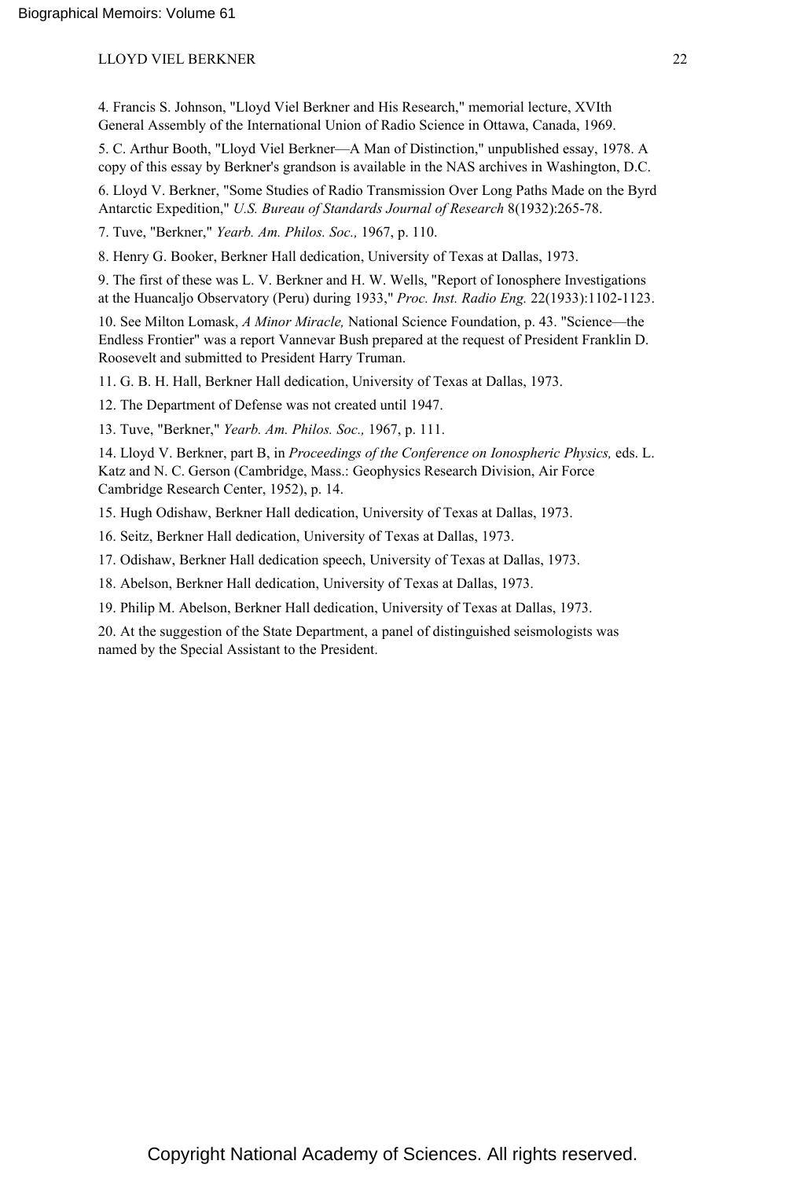4. Francis S. Johnson, "Lloyd Viel Berkner and His Research," memorial lecture, XVIth General Assembly of the International Union of Radio Science in Ottawa, Canada, 1969.

5. C. Arthur Booth, "Lloyd Viel Berkner—A Man of Distinction," unpublished essay, 1978. A copy of this essay by Berkner's grandson is available in the NAS archives in Washington, D.C.

6. Lloyd V. Berkner, "Some Studies of Radio Transmission Over Long Paths Made on the Byrd Antarctic Expedition," *U.S. Bureau of Standards Journal of Research* 8(1932):265-78.

7. Tuve, "Berkner," *Yearb. Am. Philos. Soc.,* 1967, p. 110.

8. Henry G. Booker, Berkner Hall dedication, University of Texas at Dallas, 1973.

9. The first of these was L. V. Berkner and H. W. Wells, "Report of Ionosphere Investigations at the Huancaljo Observatory (Peru) during 1933," *Proc. Inst. Radio Eng.* 22(1933):1102-1123.

10. See Milton Lomask, *A Minor Miracle,* National Science Foundation, p. 43. "Science—the Endless Frontier" was a report Vannevar Bush prepared at the request of President Franklin D. Roosevelt and submitted to President Harry Truman.

11. G. B. H. Hall, Berkner Hall dedication, University of Texas at Dallas, 1973.

12. The Department of Defense was not created until 1947.

13. Tuve, "Berkner," *Yearb. Am. Philos. Soc.,* 1967, p. 111.

14. Lloyd V. Berkner, part B, in *Proceedings of the Conference on Ionospheric Physics,* eds. L. Katz and N. C. Gerson (Cambridge, Mass.: Geophysics Research Division, Air Force Cambridge Research Center, 1952), p. 14.

15. Hugh Odishaw, Berkner Hall dedication, University of Texas at Dallas, 1973.

16. Seitz, Berkner Hall dedication, University of Texas at Dallas, 1973.

17. Odishaw, Berkner Hall dedication speech, University of Texas at Dallas, 1973.

18. Abelson, Berkner Hall dedication, University of Texas at Dallas, 1973.

19. Philip M. Abelson, Berkner Hall dedication, University of Texas at Dallas, 1973.

20. At the suggestion of the State Department, a panel of distinguished seismologists was named by the Special Assistant to the President.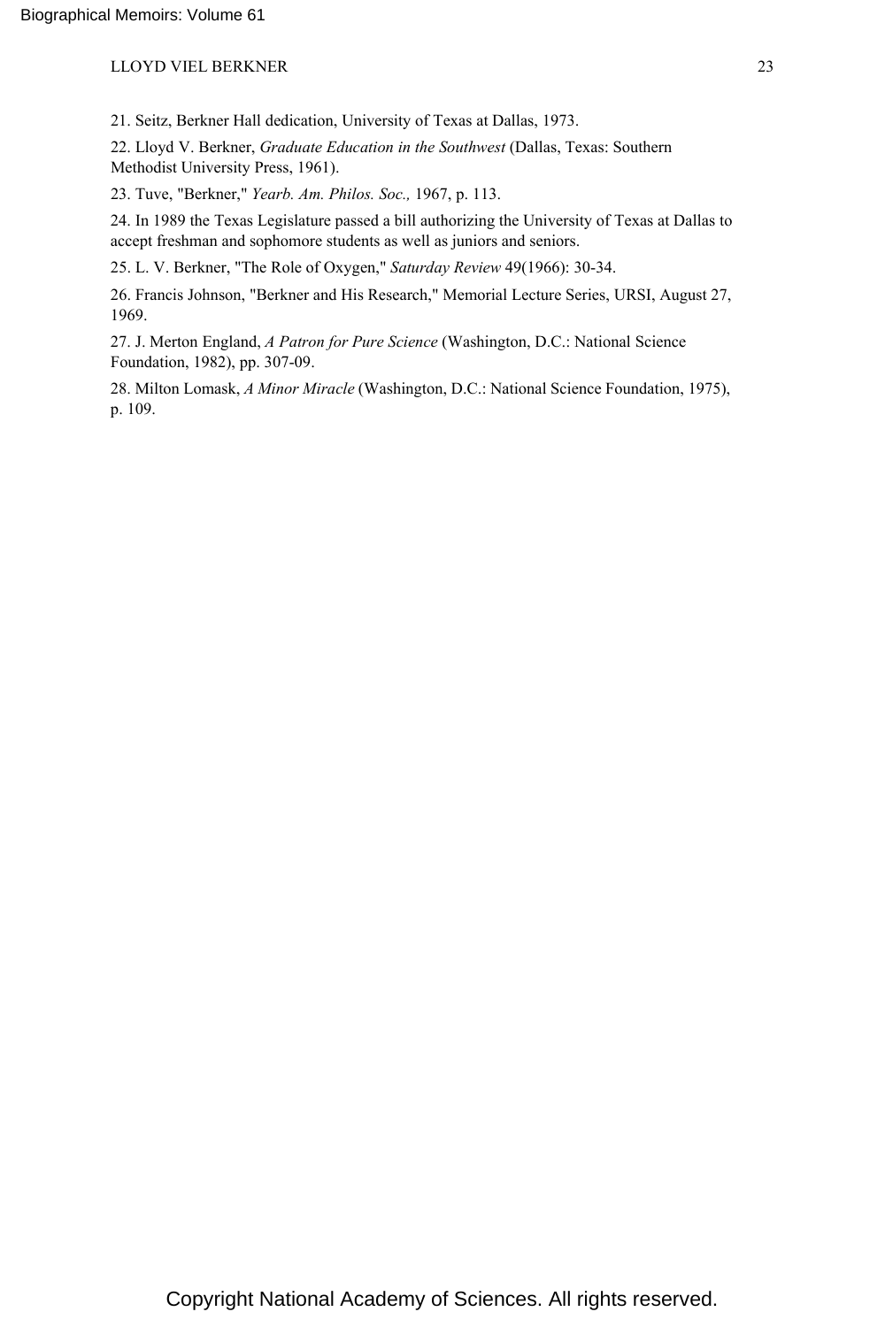21. Seitz, Berkner Hall dedication, University of Texas at Dallas, 1973.

22. Lloyd V. Berkner, *Graduate Education in the Southwest* (Dallas, Texas: Southern Methodist University Press, 1961).

23. Tuve, "Berkner," *Yearb. Am. Philos. Soc.,* 1967, p. 113.

24. In 1989 the Texas Legislature passed a bill authorizing the University of Texas at Dallas to accept freshman and sophomore students as well as juniors and seniors.

25. L. V. Berkner, "The Role of Oxygen," *Saturday Review* 49(1966): 30-34.

26. Francis Johnson, "Berkner and His Research," Memorial Lecture Series, URSI, August 27, 1969.

27. J. Merton England, *A Patron for Pure Science* (Washington, D.C.: National Science Foundation, 1982), pp. 307-09.

28. Milton Lomask, *A Minor Miracle* (Washington, D.C.: National Science Foundation, 1975), p. 109.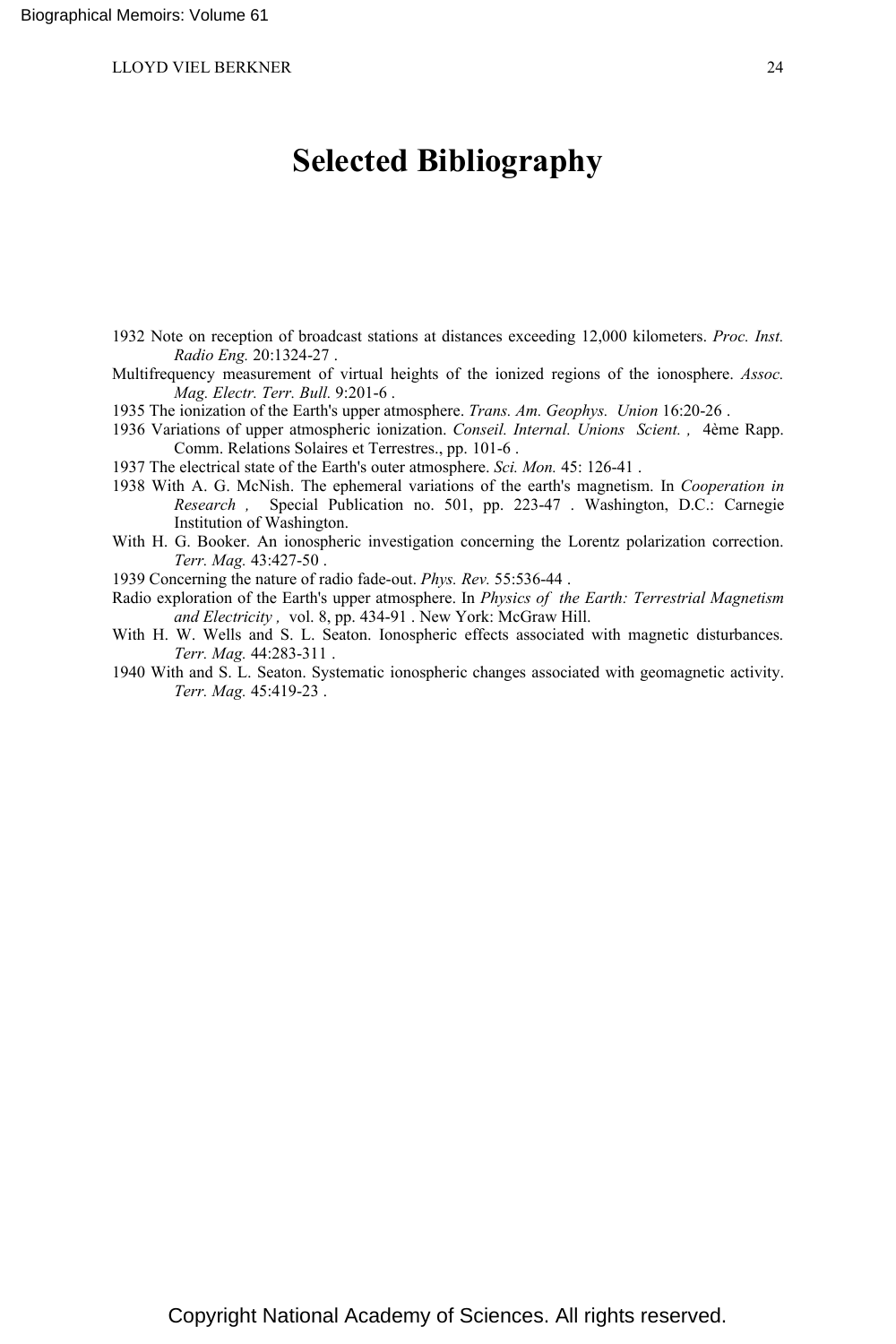# Selected Bibliography

1932 Note on reception of broadcast stations at distances exceeding 12,000 kilometers. *Proc. Inst. Radio Eng.* 20:1324-27 .

Multifrequency measurement of virtual heights of the ionized regions of the ionosphere. *Assoc. Mag. Electr. Terr. Bull.* 9:201-6 .

1935 The ionization of the Earth's upper atmosphere. *Trans. Am. Geophys. Union* 16:20-26 .

1936 Variations of upper atmospheric ionization. *Conseil. Internal. Unions Scient. ,* 4ème Rapp. Comm. Relations Solaires et Terrestres., pp. 101-6 .

1937 The electrical state of the Earth's outer atmosphere. *Sci. Mon.* 45: 126-41 .

1938 With A. G. McNish. The ephemeral variations of the earth's magnetism. In *Cooperation in Research ,* Special Publication no. 501, pp. 223-47 . Washington, D.C.: Carnegie Institution of Washington.

With H. G. Booker. An ionospheric investigation concerning the Lorentz polarization correction. *Terr. Mag.* 43:427-50 .

1939 Concerning the nature of radio fade-out. *Phys. Rev.* 55:536-44 .

Radio exploration of the Earth's upper atmosphere. In *Physics of the Earth: Terrestrial Magnetism and Electricity ,* vol. 8, pp. 434-91 . New York: McGraw Hill.

With H. W. Wells and S. L. Seaton. Ionospheric effects associated with magnetic disturbances. *Terr. Mag.* 44:283-311 .

1940 With and S. L. Seaton. Systematic ionospheric changes associated with geomagnetic activity. *Terr. Mag.* 45:419-23 .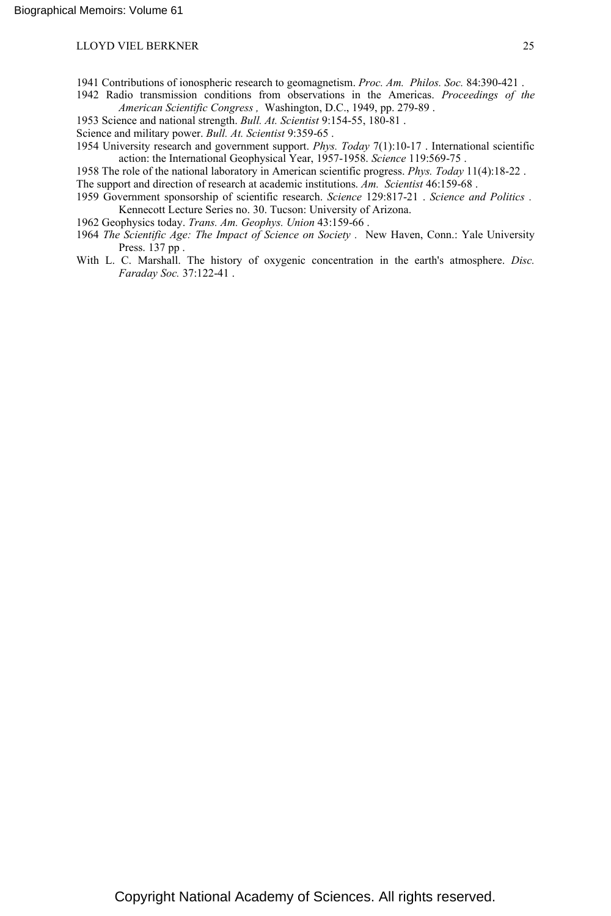1941 Contributions of ionospheric research to geomagnetism. *Proc. Am. Philos. Soc.* 84:390-421 .

1942 Radio transmission conditions from observations in the Americas. *Proceedings of the American Scientific Congress ,* Washington, D.C., 1949, pp. 279-89 .

1953 Science and national strength. *Bull. At. Scientist* 9:154-55, 180-81 .

Science and military power. *Bull. At. Scientist* 9:359-65 .

1954 University research and government support. *Phys. Today* 7(1):10-17 . International scientific action: the International Geophysical Year, 1957-1958. *Science* 119:569-75 .

1958 The role of the national laboratory in American scientific progress. *Phys. Today* 11(4):18-22 .

The support and direction of research at academic institutions. *Am. Scientist* 46:159-68 .

1959 Government sponsorship of scientific research. *Science* 129:817-21 . *Science and Politics .* Kennecott Lecture Series no. 30. Tucson: University of Arizona.

1962 Geophysics today. *Trans. Am. Geophys. Union* 43:159-66 .

1964 *The Scientific Age: The Impact of Science on Society .* New Haven, Conn.: Yale University Press. 137 pp .

With L. C. Marshall. The history of oxygenic concentration in the earth's atmosphere. *Disc. Faraday Soc.* 37:122-41 .